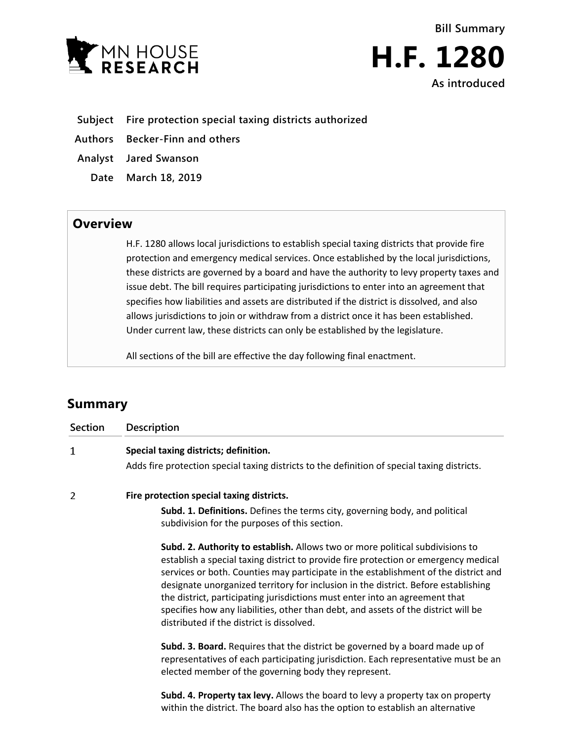MN HOUSE RESEARCH

**Bill Summary**

# H.F. 1280

**As introduced**

| | |
|---|---|
| **Subject** | **Fire protection special taxing districts authorized** |
| **Authors** | **Becker-Finn and others** |
| **Analyst** | **Jared Swanson** |
| **Date** | **March 18, 2019** |

## Overview

H.F. 1280 allows local jurisdictions to establish special taxing districts that provide fire protection and emergency medical services. Once established by the local jurisdictions, these districts are governed by a board and have the authority to levy property taxes and issue debt. The bill requires participating jurisdictions to enter into an agreement that specifies how liabilities and assets are distributed if the district is dissolved, and also allows jurisdictions to join or withdraw from a district once it has been established. Under current law, these districts can only be established by the legislature.

All sections of the bill are effective the day following final enactment.

## Summary

| Section | Description |
|---|---|
| 1 | **Special taxing districts; definition.** Adds fire protection special taxing districts to the definition of special taxing districts. |
| 2 | **Fire protection special taxing districts.** **Subd. 1. Definitions.** Defines the terms city, governing body, and political subdivision for the purposes of this section. **Subd. 2. Authority to establish.** Allows two or more political subdivisions to establish a special taxing district to provide fire protection or emergency medical services or both. Counties may participate in the establishment of the district and designate unorganized territory for inclusion in the district. Before establishing the district, participating jurisdictions must enter into an agreement that specifies how any liabilities, other than debt, and assets of the district will be distributed if the district is dissolved. **Subd. 3. Board.** Requires that the district be governed by a board made up of representatives of each participating jurisdiction. Each representative must be an elected member of the governing body they represent. **Subd. 4. Property tax levy.** Allows the board to levy a property tax on property within the district. The board also has the option to establish an alternative |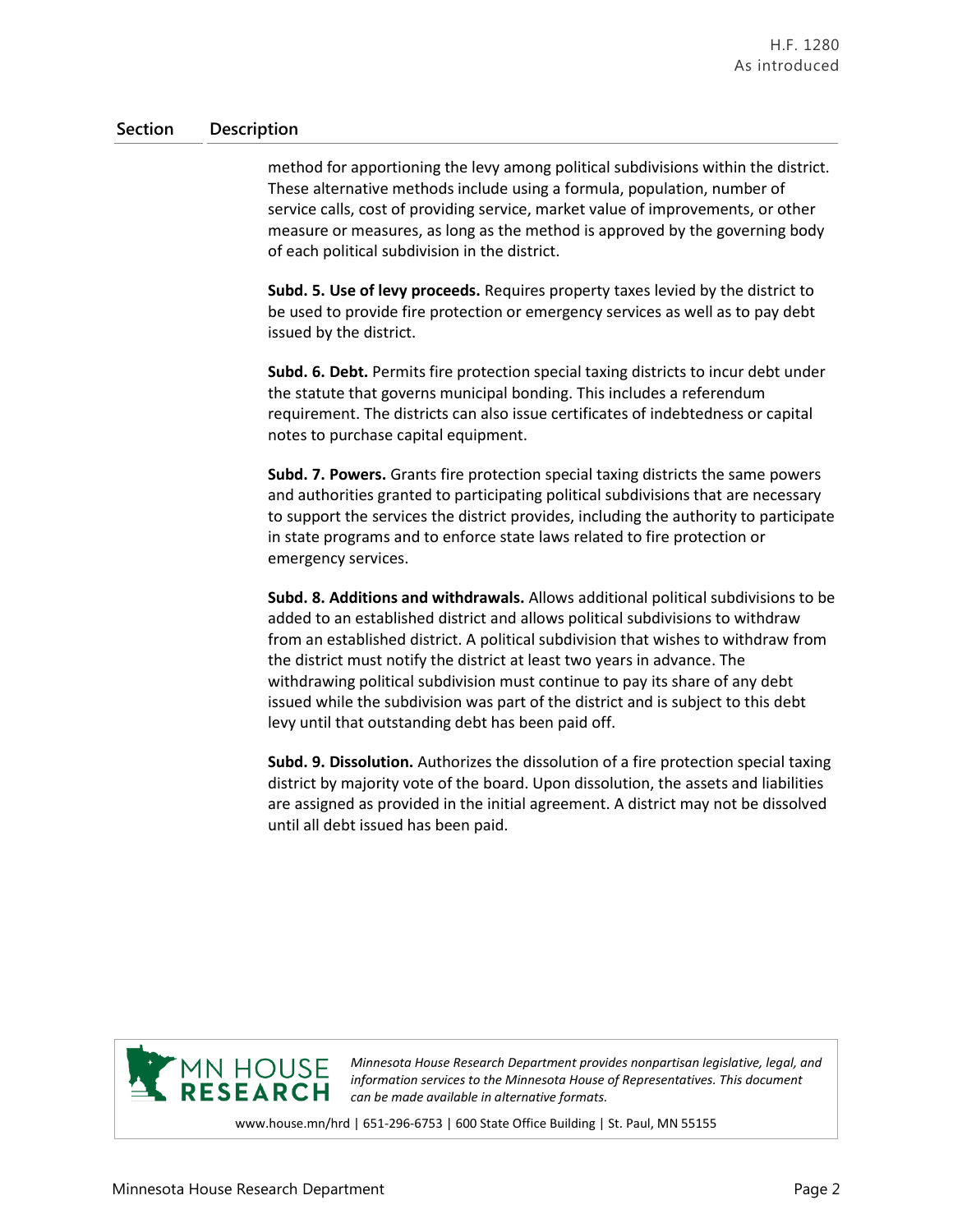| Section | Description |
|---|---|
| | method for apportioning the levy among political subdivisions within the district. These alternative methods include using a formula, population, number of service calls, cost of providing service, market value of improvements, or other measure or measures, as long as the method is approved by the governing body of each political subdivision in the district. |
| | **Subd. 5. Use of levy proceeds.** Requires property taxes levied by the district to be used to provide fire protection or emergency services as well as to pay debt issued by the district. |
| | **Subd. 6. Debt.** Permits fire protection special taxing districts to incur debt under the statute that governs municipal bonding. This includes a referendum requirement. The districts can also issue certificates of indebtedness or capital notes to purchase capital equipment. |
| | **Subd. 7. Powers.** Grants fire protection special taxing districts the same powers and authorities granted to participating political subdivisions that are necessary to support the services the district provides, including the authority to participate in state programs and to enforce state laws related to fire protection or emergency services. |
| | **Subd. 8. Additions and withdrawals.** Allows additional political subdivisions to be added to an established district and allows political subdivisions to withdraw from an established district. A political subdivision that wishes to withdraw from the district must notify the district at least two years in advance. The withdrawing political subdivision must continue to pay its share of any debt issued while the subdivision was part of the district and is subject to this debt levy until that outstanding debt has been paid off. |
| | **Subd. 9. Dissolution.** Authorizes the dissolution of a fire protection special taxing district by majority vote of the board. Upon dissolution, the assets and liabilities are assigned as provided in the initial agreement. A district may not be dissolved until all debt issued has been paid. |

MN HOUSE RESEARCH

*Minnesota House Research Department provides nonpartisan legislative, legal, and information services to the Minnesota House of Representatives. This document can be made available in alternative formats.*

www.house.mn/hrd | 651-296-6753 | 600 State Office Building | St. Paul, MN 55155